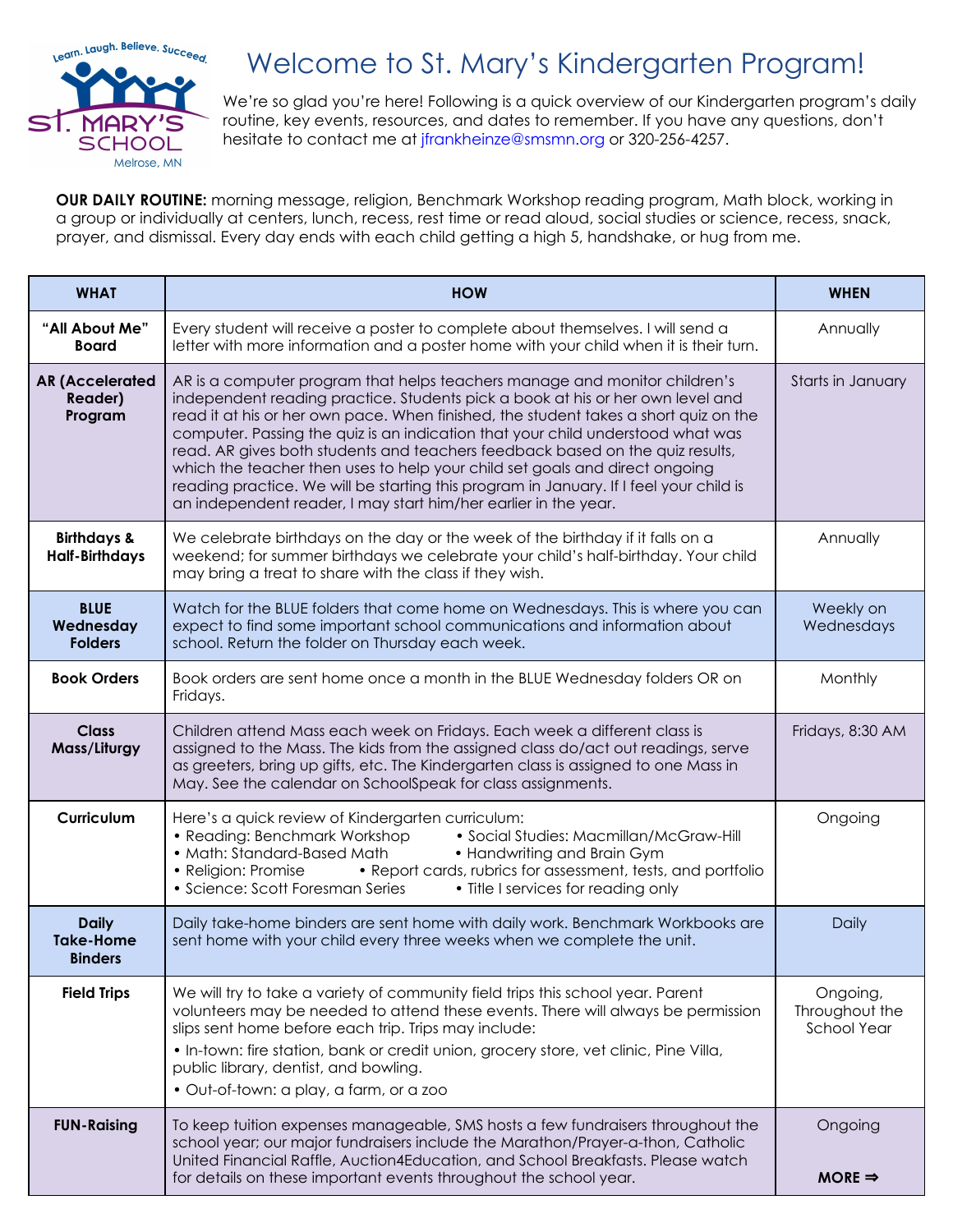# Welcome to St. Mary's Kindergarten Program!

We're so glad you're here! Following is a quick overview of our Kindergarten program's daily routine, key events, resources, and dates to remember. If you have any questions, don't hesitate to contact me at jfrankheinze@smsmn.org or 320-256-4257.

**OUR DAILY ROUTINE:** morning message, religion, Benchmark Workshop reading program, Math block, working in a group or individually at centers, lunch, recess, rest time or read aloud, social studies or science, recess, snack, prayer, and dismissal. Every day ends with each child getting a high 5, handshake, or hug from me.

| WHAT | HOW | WHEN |
|---|---|---|
| **"All About Me" Board** | Every student will receive a poster to complete about themselves. I will send a letter with more information and a poster home with your child when it is their turn. | Annually |
| **AR (Accelerated Reader) Program** | AR is a computer program that helps teachers manage and monitor children's independent reading practice. Students pick a book at his or her own level and read it at his or her own pace. When finished, the student takes a short quiz on the computer. Passing the quiz is an indication that your child understood what was read. AR gives both students and teachers feedback based on the quiz results, which the teacher then uses to help your child set goals and direct ongoing reading practice. We will be starting this program in January. If I feel your child is an independent reader, I may start him/her earlier in the year. | Starts in January |
| **Birthdays & Half-Birthdays** | We celebrate birthdays on the day or the week of the birthday if it falls on a weekend; for summer birthdays we celebrate your child's half-birthday. Your child may bring a treat to share with the class if they wish. | Annually |
| **BLUE Wednesday Folders** | Watch for the BLUE folders that come home on Wednesdays. This is where you can expect to find some important school communications and information about school. Return the folder on Thursday each week. | Weekly on Wednesdays |
| **Book Orders** | Book orders are sent home once a month in the BLUE Wednesday folders OR on Fridays. | Monthly |
| **Class Mass/Liturgy** | Children attend Mass each week on Fridays. Each week a different class is assigned to the Mass. The kids from the assigned class do/act out readings, serve as greeters, bring up gifts, etc. The Kindergarten class is assigned to one Mass in May. See the calendar on SchoolSpeak for class assignments. | Fridays, 8:30 AM |
| **Curriculum** | Here's a quick review of Kindergarten curriculum:<br>• Reading: Benchmark Workshop<br>• Social Studies: Macmillan/McGraw-Hill<br>• Math: Standard-Based Math<br>• Handwriting and Brain Gym<br>• Religion: Promise<br>• Report cards, rubrics for assessment, tests, and portfolio<br>• Science: Scott Foresman Series<br>• Title I services for reading only | Ongoing |
| **Daily Take-Home Binders** | Daily take-home binders are sent home with daily work. Benchmark Workbooks are sent home with your child every three weeks when we complete the unit. | Daily |
| **Field Trips** | We will try to take a variety of community field trips this school year. Parent volunteers may be needed to attend these events. There will always be permission slips sent home before each trip. Trips may include:<br>• In-town: fire station, bank or credit union, grocery store, vet clinic, Pine Villa, public library, dentist, and bowling.<br>• Out-of-town: a play, a farm, or a zoo | Ongoing, Throughout the School Year |
| **FUN-Raising** | To keep tuition expenses manageable, SMS hosts a few fundraisers throughout the school year; our major fundraisers include the Marathon/Prayer-a-thon, Catholic United Financial Raffle, Auction4Education, and School Breakfasts. Please watch for details on these important events throughout the school year. | Ongoing<br><br>**MORE ⇒** |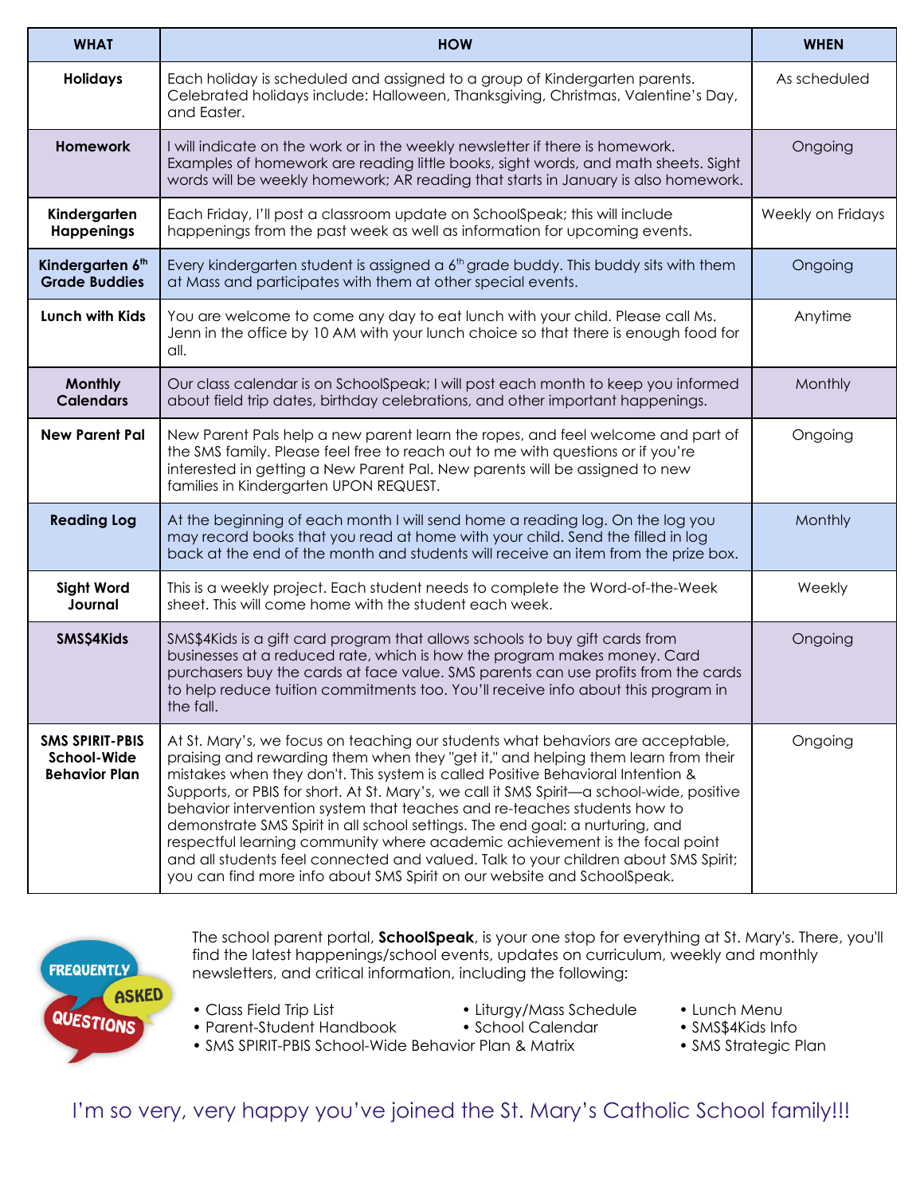| WHAT | HOW | WHEN |
|---|---|---|
| **Holidays** | Each holiday is scheduled and assigned to a group of Kindergarten parents. Celebrated holidays include: Halloween, Thanksgiving, Christmas, Valentine's Day, and Easter. | As scheduled |
| **Homework** | I will indicate on the work or in the weekly newsletter if there is homework. Examples of homework are reading little books, sight words, and math sheets. Sight words will be weekly homework; AR reading that starts in January is also homework. | Ongoing |
| **Kindergarten Happenings** | Each Friday, I'll post a classroom update on SchoolSpeak; this will include happenings from the past week as well as information for upcoming events. | Weekly on Fridays |
| **Kindergarten 6th Grade Buddies** | Every kindergarten student is assigned a 6th grade buddy. This buddy sits with them at Mass and participates with them at other special events. | Ongoing |
| **Lunch with Kids** | You are welcome to come any day to eat lunch with your child. Please call Ms. Jenn in the office by 10 AM with your lunch choice so that there is enough food for all. | Anytime |
| **Monthly Calendars** | Our class calendar is on SchoolSpeak; I will post each month to keep you informed about field trip dates, birthday celebrations, and other important happenings. | Monthly |
| **New Parent Pal** | New Parent Pals help a new parent learn the ropes, and feel welcome and part of the SMS family. Please feel free to reach out to me with questions or if you're interested in getting a New Parent Pal. New parents will be assigned to new families in Kindergarten UPON REQUEST. | Ongoing |
| **Reading Log** | At the beginning of each month I will send home a reading log. On the log you may record books that you read at home with your child. Send the filled in log back at the end of the month and students will receive an item from the prize box. | Monthly |
| **Sight Word Journal** | This is a weekly project. Each student needs to complete the Word-of-the-Week sheet. This will come home with the student each week. | Weekly |
| **SMS$4Kids** | SMS$4Kids is a gift card program that allows schools to buy gift cards from businesses at a reduced rate, which is how the program makes money. Card purchasers buy the cards at face value. SMS parents can use profits from the cards to help reduce tuition commitments too. You'll receive info about this program in the fall. | Ongoing |
| **SMS SPIRIT-PBIS School-Wide Behavior Plan** | At St. Mary's, we focus on teaching our students what behaviors are acceptable, praising and rewarding them when they "get it," and helping them learn from their mistakes when they don't. This system is called Positive Behavioral Intention & Supports, or PBIS for short. At St. Mary's, we call it SMS Spirit—a school-wide, positive behavior intervention system that teaches and re-teaches students how to demonstrate SMS Spirit in all school settings. The end goal: a nurturing, and respectful learning community where academic achievement is the focal point and all students feel connected and valued. Talk to your children about SMS Spirit; you can find more info about SMS Spirit on our website and SchoolSpeak. | Ongoing |

FREQUENTLY ASKED QUESTIONS

The school parent portal, **SchoolSpeak**, is your one stop for everything at St. Mary's. There, you'll find the latest happenings/school events, updates on curriculum, weekly and monthly newsletters, and critical information, including the following:

- Class Field Trip List
- Parent-Student Handbook
- SMS SPIRIT-PBIS School-Wide Behavior Plan & Matrix
- Liturgy/Mass Schedule
- School Calendar
- Lunch Menu
- SMS$4Kids Info
- SMS Strategic Plan

I'm so very, very happy you've joined the St. Mary's Catholic School family!!!